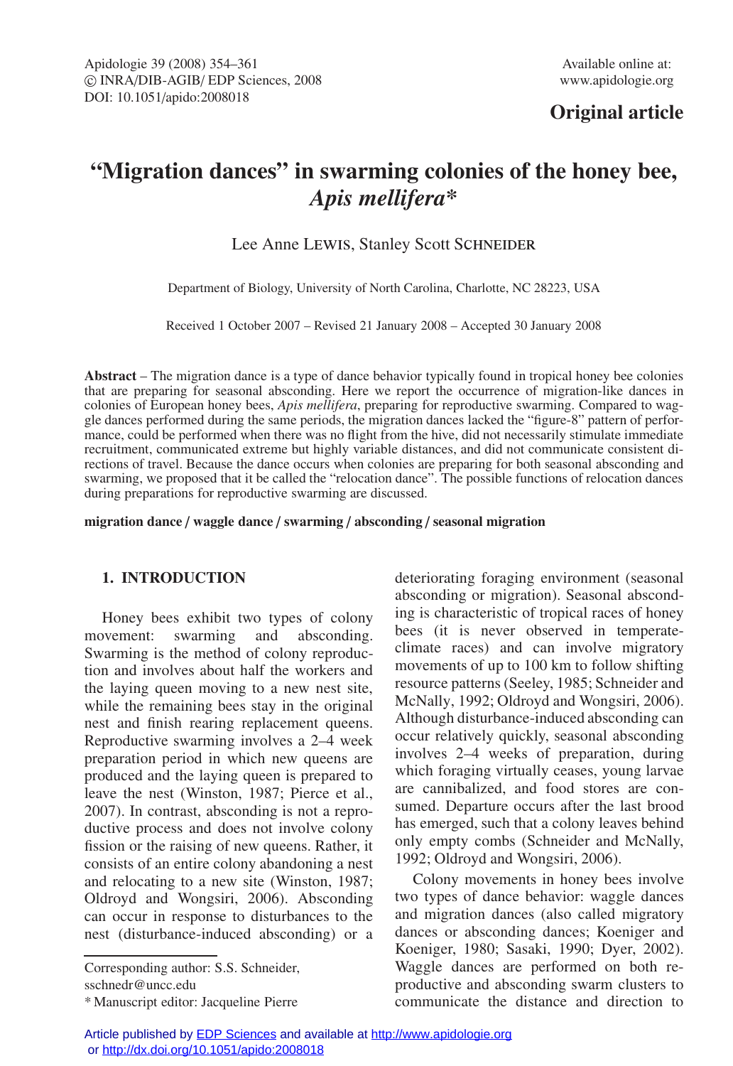Original article

# "Migration dances" in swarming colonies of the honey bee, *Apis mellifera**

Lee Anne Lewis, Stanley Scott Schneider

Department of Biology, University of North Carolina, Charlotte, NC 28223, USA

Received 1 October 2007 – Revised 21 January 2008 – Accepted 30 January 2008

**Abstract** – The migration dance is a type of dance behavior typically found in tropical honey bee colonies that are preparing for seasonal absconding. Here we report the occurrence of migration-like dances in colonies of European honey bees, *Apis mellifera*, preparing for reproductive swarming. Compared to waggle dances performed during the same periods, the migration dances lacked the "figure-8" pattern of performance, could be performed when there was no flight from the hive, did not necessarily stimulate immediate recruitment, communicated extreme but highly variable distances, and did not communicate consistent directions of travel. Because the dance occurs when colonies are preparing for both seasonal absconding and swarming, we proposed that it be called the "relocation dance". The possible functions of relocation dances during preparations for reproductive swarming are discussed.

**migration dance / waggle dance / swarming / absconding / seasonal migration**

## 1. INTRODUCTION

Honey bees exhibit two types of colony movement: swarming and absconding. Swarming is the method of colony reproduction and involves about half the workers and the laying queen moving to a new nest site, while the remaining bees stay in the original nest and finish rearing replacement queens. Reproductive swarming involves a 2–4 week preparation period in which new queens are produced and the laying queen is prepared to leave the nest (Winston, 1987; Pierce et al., 2007). In contrast, absconding is not a reproductive process and does not involve colony fission or the raising of new queens. Rather, it consists of an entire colony abandoning a nest and relocating to a new site (Winston, 1987; Oldroyd and Wongsiri, 2006). Absconding can occur in response to disturbances to the nest (disturbance-induced absconding) or a deteriorating foraging environment (seasonal absconding or migration). Seasonal absconding is characteristic of tropical races of honey bees (it is never observed in temperate-climate races) and can involve migratory movements of up to 100 km to follow shifting resource patterns (Seeley, 1985; Schneider and McNally, 1992; Oldroyd and Wongsiri, 2006). Although disturbance-induced absconding can occur relatively quickly, seasonal absconding involves 2–4 weeks of preparation, during which foraging virtually ceases, young larvae are cannibalized, and food stores are consumed. Departure occurs after the last brood has emerged, such that a colony leaves behind only empty combs (Schneider and McNally, 1992; Oldroyd and Wongsiri, 2006).

Colony movements in honey bees involve two types of dance behavior: waggle dances and migration dances (also called migratory dances or absconding dances; Koeniger and Koeniger, 1980; Sasaki, 1990; Dyer, 2002). Waggle dances are performed on both reproductive and absconding swarm clusters to communicate the distance and direction to

Corresponding author: S.S. Schneider, sschnedr@uncc.edu

* Manuscript editor: Jacqueline Pierre

Article published by EDP Sciences and available at http://www.apidologie.org or http://dx.doi.org/10.1051/apido:2008018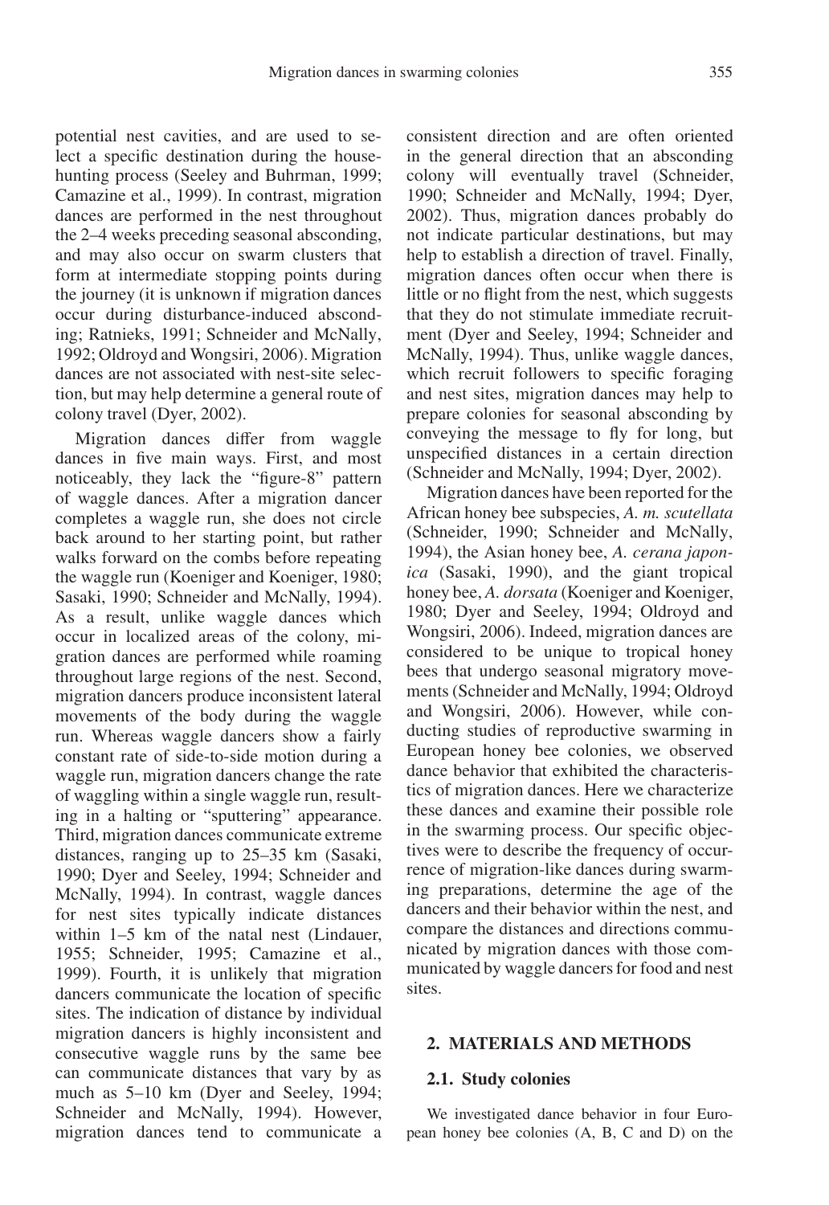potential nest cavities, and are used to select a specific destination during the house-hunting process (Seeley and Buhrman, 1999; Camazine et al., 1999). In contrast, migration dances are performed in the nest throughout the 2–4 weeks preceding seasonal absconding, and may also occur on swarm clusters that form at intermediate stopping points during the journey (it is unknown if migration dances occur during disturbance-induced absconding; Ratnieks, 1991; Schneider and McNally, 1992; Oldroyd and Wongsiri, 2006). Migration dances are not associated with nest-site selection, but may help determine a general route of colony travel (Dyer, 2002).

Migration dances differ from waggle dances in five main ways. First, and most noticeably, they lack the "figure-8" pattern of waggle dances. After a migration dancer completes a waggle run, she does not circle back around to her starting point, but rather walks forward on the combs before repeating the waggle run (Koeniger and Koeniger, 1980; Sasaki, 1990; Schneider and McNally, 1994). As a result, unlike waggle dances which occur in localized areas of the colony, migration dances are performed while roaming throughout large regions of the nest. Second, migration dancers produce inconsistent lateral movements of the body during the waggle run. Whereas waggle dancers show a fairly constant rate of side-to-side motion during a waggle run, migration dancers change the rate of waggling within a single waggle run, resulting in a halting or "sputtering" appearance. Third, migration dances communicate extreme distances, ranging up to 25–35 km (Sasaki, 1990; Dyer and Seeley, 1994; Schneider and McNally, 1994). In contrast, waggle dances for nest sites typically indicate distances within 1–5 km of the natal nest (Lindauer, 1955; Schneider, 1995; Camazine et al., 1999). Fourth, it is unlikely that migration dancers communicate the location of specific sites. The indication of distance by individual migration dancers is highly inconsistent and consecutive waggle runs by the same bee can communicate distances that vary by as much as 5–10 km (Dyer and Seeley, 1994; Schneider and McNally, 1994). However, migration dances tend to communicate a consistent direction and are often oriented in the general direction that an absconding colony will eventually travel (Schneider, 1990; Schneider and McNally, 1994; Dyer, 2002). Thus, migration dances probably do not indicate particular destinations, but may help to establish a direction of travel. Finally, migration dances often occur when there is little or no flight from the nest, which suggests that they do not stimulate immediate recruitment (Dyer and Seeley, 1994; Schneider and McNally, 1994). Thus, unlike waggle dances, which recruit followers to specific foraging and nest sites, migration dances may help to prepare colonies for seasonal absconding by conveying the message to fly for long, but unspecified distances in a certain direction (Schneider and McNally, 1994; Dyer, 2002).

Migration dances have been reported for the African honey bee subspecies, *A. m. scutellata* (Schneider, 1990; Schneider and McNally, 1994), the Asian honey bee, *A. cerana japonica* (Sasaki, 1990), and the giant tropical honey bee, *A. dorsata* (Koeniger and Koeniger, 1980; Dyer and Seeley, 1994; Oldroyd and Wongsiri, 2006). Indeed, migration dances are considered to be unique to tropical honey bees that undergo seasonal migratory movements (Schneider and McNally, 1994; Oldroyd and Wongsiri, 2006). However, while conducting studies of reproductive swarming in European honey bee colonies, we observed dance behavior that exhibited the characteristics of migration dances. Here we characterize these dances and examine their possible role in the swarming process. Our specific objectives were to describe the frequency of occurrence of migration-like dances during swarming preparations, determine the age of the dancers and their behavior within the nest, and compare the distances and directions communicated by migration dances with those communicated by waggle dancers for food and nest sites.

## 2. MATERIALS AND METHODS

### 2.1. Study colonies

We investigated dance behavior in four European honey bee colonies (A, B, C and D) on the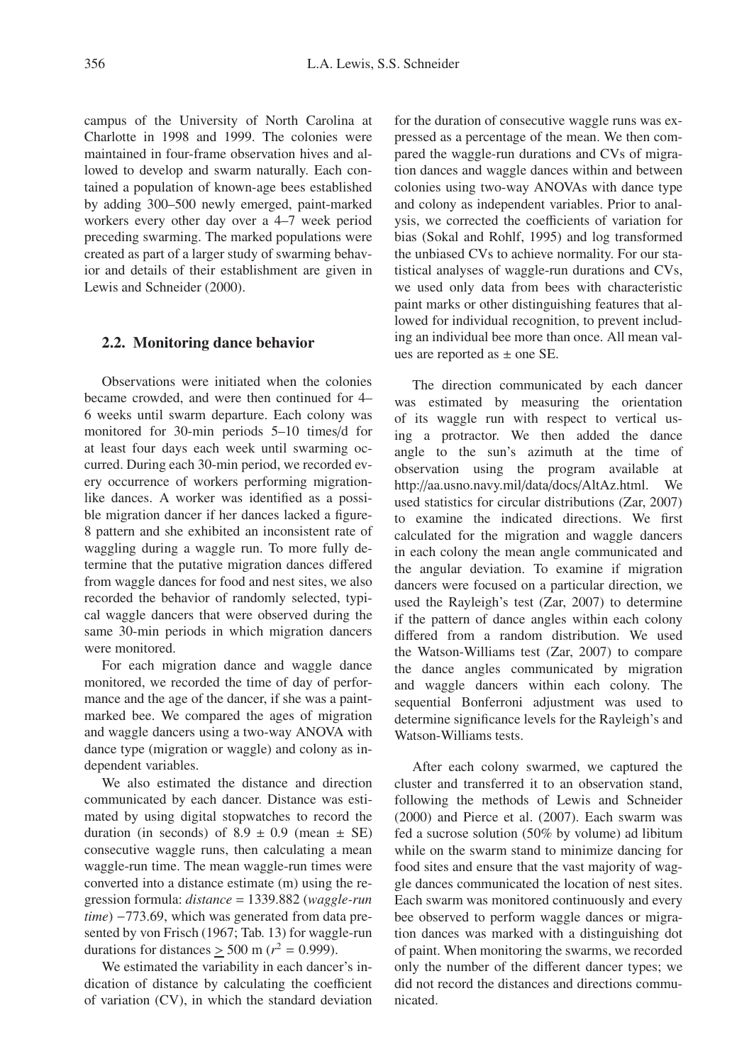campus of the University of North Carolina at Charlotte in 1998 and 1999. The colonies were maintained in four-frame observation hives and allowed to develop and swarm naturally. Each contained a population of known-age bees established by adding 300–500 newly emerged, paint-marked workers every other day over a 4–7 week period preceding swarming. The marked populations were created as part of a larger study of swarming behavior and details of their establishment are given in Lewis and Schneider (2000).

### 2.2. Monitoring dance behavior

Observations were initiated when the colonies became crowded, and were then continued for 4–6 weeks until swarm departure. Each colony was monitored for 30-min periods 5–10 times/d for at least four days each week until swarming occurred. During each 30-min period, we recorded every occurrence of workers performing migration-like dances. A worker was identified as a possible migration dancer if her dances lacked a figure-8 pattern and she exhibited an inconsistent rate of waggling during a waggle run. To more fully determine that the putative migration dances differed from waggle dances for food and nest sites, we also recorded the behavior of randomly selected, typical waggle dancers that were observed during the same 30-min periods in which migration dancers were monitored.

For each migration dance and waggle dance monitored, we recorded the time of day of performance and the age of the dancer, if she was a paint-marked bee. We compared the ages of migration and waggle dancers using a two-way ANOVA with dance type (migration or waggle) and colony as independent variables.

We also estimated the distance and direction communicated by each dancer. Distance was estimated by using digital stopwatches to record the duration (in seconds) of $8.9 \pm 0.9$ (mean $\pm$ SE) consecutive waggle runs, then calculating a mean waggle-run time. The mean waggle-run times were converted into a distance estimate (m) using the regression formula: *distance* = 1339.882 (*waggle-run time*) −773.69, which was generated from data presented by von Frisch (1967; Tab. 13) for waggle-run durations for distances $\geq$ 500 m ($r^2 = 0.999$).

We estimated the variability in each dancer's indication of distance by calculating the coefficient of variation (CV), in which the standard deviation for the duration of consecutive waggle runs was expressed as a percentage of the mean. We then compared the waggle-run durations and CVs of migration dances and waggle dances within and between colonies using two-way ANOVAs with dance type and colony as independent variables. Prior to analysis, we corrected the coefficients of variation for bias (Sokal and Rohlf, 1995) and log transformed the unbiased CVs to achieve normality. For our statistical analyses of waggle-run durations and CVs, we used only data from bees with characteristic paint marks or other distinguishing features that allowed for individual recognition, to prevent including an individual bee more than once. All mean values are reported as $\pm$ one SE.

The direction communicated by each dancer was estimated by measuring the orientation of its waggle run with respect to vertical using a protractor. We then added the dance angle to the sun's azimuth at the time of observation using the program available at http://aa.usno.navy.mil/data/docs/AltAz.html. We used statistics for circular distributions (Zar, 2007) to examine the indicated directions. We first calculated for the migration and waggle dancers in each colony the mean angle communicated and the angular deviation. To examine if migration dancers were focused on a particular direction, we used the Rayleigh's test (Zar, 2007) to determine if the pattern of dance angles within each colony differed from a random distribution. We used the Watson-Williams test (Zar, 2007) to compare the dance angles communicated by migration and waggle dancers within each colony. The sequential Bonferroni adjustment was used to determine significance levels for the Rayleigh's and Watson-Williams tests.

After each colony swarmed, we captured the cluster and transferred it to an observation stand, following the methods of Lewis and Schneider (2000) and Pierce et al. (2007). Each swarm was fed a sucrose solution (50% by volume) ad libitum while on the swarm stand to minimize dancing for food sites and ensure that the vast majority of waggle dances communicated the location of nest sites. Each swarm was monitored continuously and every bee observed to perform waggle dances or migration dances was marked with a distinguishing dot of paint. When monitoring the swarms, we recorded only the number of the different dancer types; we did not record the distances and directions communicated.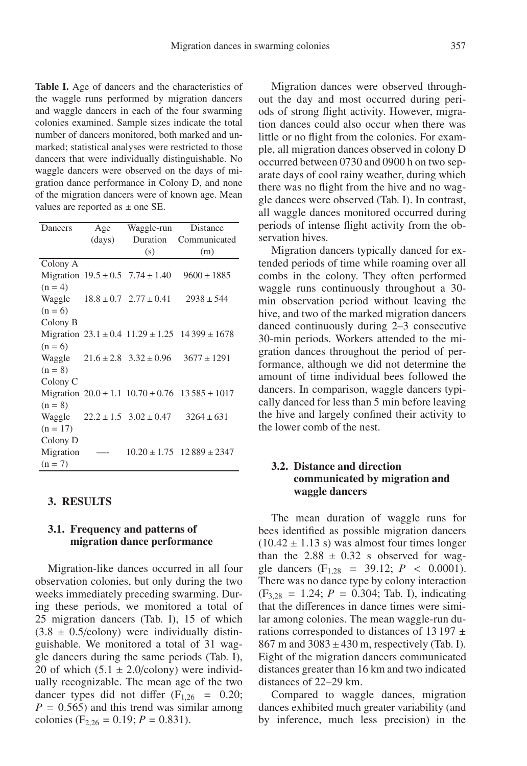**Table I.** Age of dancers and the characteristics of the waggle runs performed by migration dancers and waggle dancers in each of the four swarming colonies examined. Sample sizes indicate the total number of dancers monitored, both marked and unmarked; statistical analyses were restricted to those dancers that were individually distinguishable. No waggle dancers were observed on the days of migration dance performance in Colony D, and none of the migration dancers were of known age. Mean values are reported as ± one SE.

| Dancers | Age (days) | Waggle-run Duration (s) | Distance Communicated (m) |
|---|---|---|---|
| Colony A | | | |
| Migration (n = 4) | 19.5 ± 0.5 | 7.74 ± 1.40 | 9600 ± 1885 |
| Waggle (n = 6) | 18.8 ± 0.7 | 2.77 ± 0.41 | 2938 ± 544 |
| Colony B | | | |
| Migration (n = 6) | 23.1 ± 0.4 | 11.29 ± 1.25 | 14 399 ± 1678 |
| Waggle (n = 8) | 21.6 ± 2.8 | 3.32 ± 0.96 | 3677 ± 1291 |
| Colony C | | | |
| Migration (n = 8) | 20.0 ± 1.1 | 10.70 ± 0.76 | 13 585 ± 1017 |
| Waggle (n = 17) | 22.2 ± 1.5 | 3.02 ± 0.47 | 3264 ± 631 |
| Colony D | | | |
| Migration (n = 7) | —- | 10.20 ± 1.75 | 12 889 ± 2347 |

## 3. RESULTS

### 3.1. Frequency and patterns of migration dance performance

Migration-like dances occurred in all four observation colonies, but only during the two weeks immediately preceding swarming. During these periods, we monitored a total of 25 migration dancers (Tab. I), 15 of which (3.8 ± 0.5/colony) were individually distinguishable. We monitored a total of 31 waggle dancers during the same periods (Tab. I), 20 of which (5.1 ± 2.0/colony) were individually recognizable. The mean age of the two dancer types did not differ ($F_{1,26}$ = 0.20; $P$ = 0.565) and this trend was similar among colonies ($F_{2,26}$ = 0.19; $P$ = 0.831).

Migration dances were observed throughout the day and most occurred during periods of strong flight activity. However, migration dances could also occur when there was little or no flight from the colonies. For example, all migration dances observed in colony D occurred between 0730 and 0900 h on two separate days of cool rainy weather, during which there was no flight from the hive and no waggle dances were observed (Tab. I). In contrast, all waggle dances monitored occurred during periods of intense flight activity from the observation hives.

Migration dancers typically danced for extended periods of time while roaming over all combs in the colony. They often performed waggle runs continuously throughout a 30-min observation period without leaving the hive, and two of the marked migration dancers danced continuously during 2–3 consecutive 30-min periods. Workers attended to the migration dances throughout the period of performance, although we did not determine the amount of time individual bees followed the dancers. In comparison, waggle dancers typically danced for less than 5 min before leaving the hive and largely confined their activity to the lower comb of the nest.

### 3.2. Distance and direction communicated by migration and waggle dancers

The mean duration of waggle runs for bees identified as possible migration dancers (10.42 ± 1.13 s) was almost four times longer than the 2.88 ± 0.32 s observed for waggle dancers ($F_{1,28}$ = 39.12; $P$ < 0.0001). There was no dance type by colony interaction ($F_{3,28}$ = 1.24; $P$ = 0.304; Tab. I), indicating that the differences in dance times were similar among colonies. The mean waggle-run durations corresponded to distances of 13 197 ± 867 m and 3083 ± 430 m, respectively (Tab. I). Eight of the migration dancers communicated distances greater than 16 km and two indicated distances of 22–29 km.

Compared to waggle dances, migration dances exhibited much greater variability (and by inference, much less precision) in the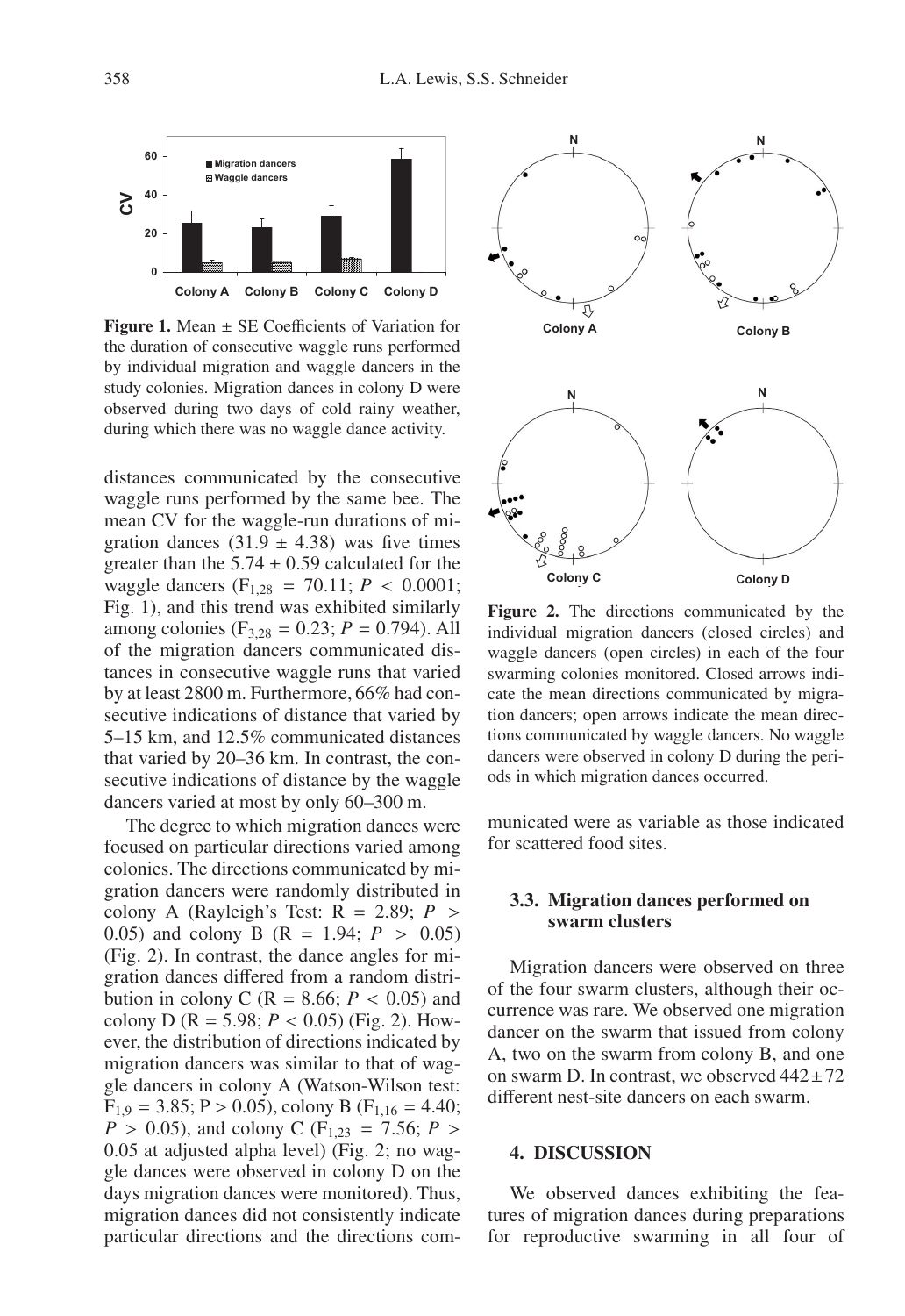**Figure 1.** Mean ± SE Coefficients of Variation for the duration of consecutive waggle runs performed by individual migration and waggle dancers in the study colonies. Migration dances in colony D were observed during two days of cold rainy weather, during which there was no waggle dance activity.

distances communicated by the consecutive waggle runs performed by the same bee. The mean CV for the waggle-run durations of migration dances (31.9 ± 4.38) was five times greater than the 5.74 ± 0.59 calculated for the waggle dancers ($F_{1,28}$ = 70.11; $P < 0.0001$; Fig. 1), and this trend was exhibited similarly among colonies ($F_{3,28}$ = 0.23; $P = 0.794$). All of the migration dancers communicated distances in consecutive waggle runs that varied by at least 2800 m. Furthermore, 66% had consecutive indications of distance that varied by 5–15 km, and 12.5% communicated distances that varied by 20–36 km. In contrast, the consecutive indications of distance by the waggle dancers varied at most by only 60–300 m.

The degree to which migration dances were focused on particular directions varied among colonies. The directions communicated by migration dancers were randomly distributed in colony A (Rayleigh's Test: R = 2.89; $P > 0.05$) and colony B (R = 1.94; $P > 0.05$) (Fig. 2). In contrast, the dance angles for migration dances differed from a random distribution in colony C (R = 8.66; $P < 0.05$) and colony D (R = 5.98; $P < 0.05$) (Fig. 2). However, the distribution of directions indicated by migration dancers was similar to that of waggle dancers in colony A (Watson-Wilson test: $F_{1,9}$ = 3.85; $P > 0.05$), colony B ($F_{1,16}$ = 4.40; $P > 0.05$), and colony C ($F_{1,23}$ = 7.56; $P > 0.05$ at adjusted alpha level) (Fig. 2; no waggle dances were observed in colony D on the days migration dances were monitored). Thus, migration dances did not consistently indicate particular directions and the directions communicated were as variable as those indicated for scattered food sites.

**Figure 2.** The directions communicated by the individual migration dancers (closed circles) and waggle dancers (open circles) in each of the four swarming colonies monitored. Closed arrows indicate the mean directions communicated by migration dancers; open arrows indicate the mean directions communicated by waggle dancers. No waggle dancers were observed in colony D during the periods in which migration dances occurred.

### 3.3. Migration dances performed on swarm clusters

Migration dancers were observed on three of the four swarm clusters, although their occurrence was rare. We observed one migration dancer on the swarm that issued from colony A, two on the swarm from colony B, and one on swarm D. In contrast, we observed 442 ± 72 different nest-site dancers on each swarm.

## 4. DISCUSSION

We observed dances exhibiting the features of migration dances during preparations for reproductive swarming in all four of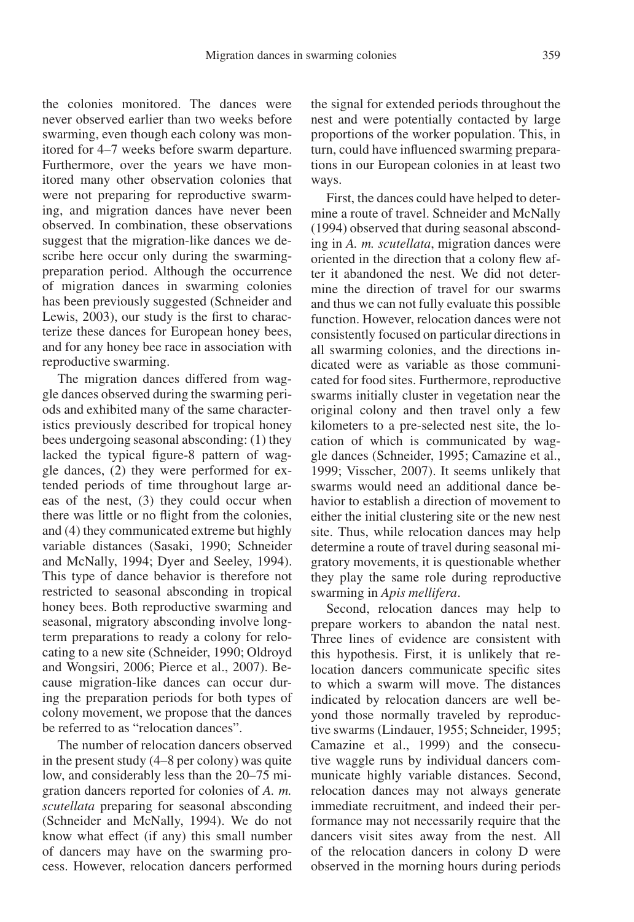the colonies monitored. The dances were never observed earlier than two weeks before swarming, even though each colony was monitored for 4–7 weeks before swarm departure. Furthermore, over the years we have monitored many other observation colonies that were not preparing for reproductive swarming, and migration dances have never been observed. In combination, these observations suggest that the migration-like dances we describe here occur only during the swarming-preparation period. Although the occurrence of migration dances in swarming colonies has been previously suggested (Schneider and Lewis, 2003), our study is the first to characterize these dances for European honey bees, and for any honey bee race in association with reproductive swarming.

The migration dances differed from waggle dances observed during the swarming periods and exhibited many of the same characteristics previously described for tropical honey bees undergoing seasonal absconding: (1) they lacked the typical figure-8 pattern of waggle dances, (2) they were performed for extended periods of time throughout large areas of the nest, (3) they could occur when there was little or no flight from the colonies, and (4) they communicated extreme but highly variable distances (Sasaki, 1990; Schneider and McNally, 1994; Dyer and Seeley, 1994). This type of dance behavior is therefore not restricted to seasonal absconding in tropical honey bees. Both reproductive swarming and seasonal, migratory absconding involve long-term preparations to ready a colony for relocating to a new site (Schneider, 1990; Oldroyd and Wongsiri, 2006; Pierce et al., 2007). Because migration-like dances can occur during the preparation periods for both types of colony movement, we propose that the dances be referred to as "relocation dances".

The number of relocation dancers observed in the present study (4–8 per colony) was quite low, and considerably less than the 20–75 migration dancers reported for colonies of *A. m. scutellata* preparing for seasonal absconding (Schneider and McNally, 1994). We do not know what effect (if any) this small number of dancers may have on the swarming process. However, relocation dancers performed the signal for extended periods throughout the nest and were potentially contacted by large proportions of the worker population. This, in turn, could have influenced swarming preparations in our European colonies in at least two ways.

First, the dances could have helped to determine a route of travel. Schneider and McNally (1994) observed that during seasonal absconding in *A. m. scutellata*, migration dances were oriented in the direction that a colony flew after it abandoned the nest. We did not determine the direction of travel for our swarms and thus we can not fully evaluate this possible function. However, relocation dances were not consistently focused on particular directions in all swarming colonies, and the directions indicated were as variable as those communicated for food sites. Furthermore, reproductive swarms initially cluster in vegetation near the original colony and then travel only a few kilometers to a pre-selected nest site, the location of which is communicated by waggle dances (Schneider, 1995; Camazine et al., 1999; Visscher, 2007). It seems unlikely that swarms would need an additional dance behavior to establish a direction of movement to either the initial clustering site or the new nest site. Thus, while relocation dances may help determine a route of travel during seasonal migratory movements, it is questionable whether they play the same role during reproductive swarming in *Apis mellifera*.

Second, relocation dances may help to prepare workers to abandon the natal nest. Three lines of evidence are consistent with this hypothesis. First, it is unlikely that relocation dancers communicate specific sites to which a swarm will move. The distances indicated by relocation dancers are well beyond those normally traveled by reproductive swarms (Lindauer, 1955; Schneider, 1995; Camazine et al., 1999) and the consecutive waggle runs by individual dancers communicate highly variable distances. Second, relocation dances may not always generate immediate recruitment, and indeed their performance may not necessarily require that the dancers visit sites away from the nest. All of the relocation dancers in colony D were observed in the morning hours during periods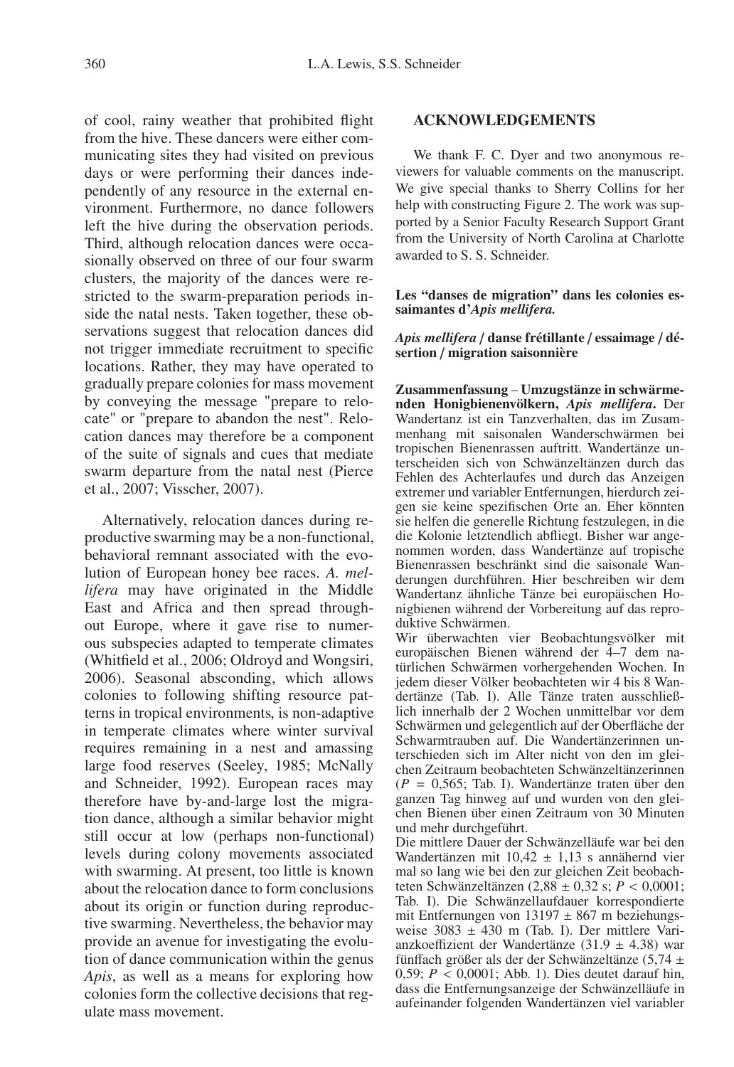of cool, rainy weather that prohibited flight from the hive. These dancers were either communicating sites they had visited on previous days or were performing their dances independently of any resource in the external environment. Furthermore, no dance followers left the hive during the observation periods. Third, although relocation dances were occasionally observed on three of our four swarm clusters, the majority of the dances were restricted to the swarm-preparation periods inside the natal nests. Taken together, these observations suggest that relocation dances did not trigger immediate recruitment to specific locations. Rather, they may have operated to gradually prepare colonies for mass movement by conveying the message "prepare to relocate" or "prepare to abandon the nest". Relocation dances may therefore be a component of the suite of signals and cues that mediate swarm departure from the natal nest (Pierce et al., 2007; Visscher, 2007).

Alternatively, relocation dances during reproductive swarming may be a non-functional, behavioral remnant associated with the evolution of European honey bee races. *A. mellifera* may have originated in the Middle East and Africa and then spread throughout Europe, where it gave rise to numerous subspecies adapted to temperate climates (Whitfield et al., 2006; Oldroyd and Wongsiri, 2006). Seasonal absconding, which allows colonies to following shifting resource patterns in tropical environments, is non-adaptive in temperate climates where winter survival requires remaining in a nest and amassing large food reserves (Seeley, 1985; McNally and Schneider, 1992). European races may therefore have by-and-large lost the migration dance, although a similar behavior might still occur at low (perhaps non-functional) levels during colony movements associated with swarming. At present, too little is known about the relocation dance to form conclusions about its origin or function during reproductive swarming. Nevertheless, the behavior may provide an avenue for investigating the evolution of dance communication within the genus *Apis*, as well as a means for exploring how colonies form the collective decisions that regulate mass movement.

## ACKNOWLEDGEMENTS

We thank F. C. Dyer and two anonymous reviewers for valuable comments on the manuscript. We give special thanks to Sherry Collins for her help with constructing Figure 2. The work was supported by a Senior Faculty Research Support Grant from the University of North Carolina at Charlotte awarded to S. S. Schneider.

**Les "danses de migration" dans les colonies essaimantes d'*Apis mellifera*.**

***Apis mellifera* / danse frétillante / essaimage / désertion / migration saisonnière**

**Zusammenfassung – Umzugstänze in schwärmenden Honigbienenvölkern, *Apis mellifera*.** Der Wandertanz ist ein Tanzverhalten, das im Zusammenhang mit saisonalen Wanderschwärmen bei tropischen Bienenrassen auftritt. Wandertänze unterscheiden sich von Schwänzeltänzen durch das Fehlen des Achterlaufes und durch das Anzeigen extremer und variabler Entfernungen, hierdurch zeigen sie keine spezifischen Orte an. Eher könnten sie helfen die generelle Richtung festzulegen, in die die Kolonie letztendlich abfliegt. Bisher war angenommen worden, dass Wandertänze auf tropische Bienenrassen beschränkt sind die saisonale Wanderungen durchführen. Hier beschreiben wir dem Wandertanz ähnliche Tänze bei europäischen Honigbienen während der Vorbereitung auf das reproduktive Schwärmen.

Wir überwachten vier Beobachtungsvölker mit europäischen Bienen während der 4–7 dem natürlichen Schwärmen vorhergehenden Wochen. In jedem dieser Völker beobachteten wir 4 bis 8 Wandertänze (Tab. I). Alle Tänze traten ausschließlich innerhalb der 2 Wochen unmittelbar vor dem Schwärmen und gelegentlich auf der Oberfläche der Schwarmtrauben auf. Die Wandertänzerinnen unterschieden sich im Alter nicht von den im gleichen Zeitraum beobachteten Schwänzeltänzerinnen ($P$ = 0,565; Tab. I). Wandertänze traten über den ganzen Tag hinweg auf und wurden von den gleichen Bienen über einen Zeitraum von 30 Minuten und mehr durchgeführt.

Die mittlere Dauer der Schwänzelläufe war bei den Wandertänzen mit 10,42 ± 1,13 s annähernd vier mal so lang wie bei den zur gleichen Zeit beobachteten Schwänzeltänzen (2,88 ± 0,32 s; $P$ < 0,0001; Tab. I). Die Schwänzellaufdauer korrespondierte mit Entfernungen von 13197 ± 867 m beziehungsweise 3083 ± 430 m (Tab. I). Der mittlere Varianzkoeffizient der Wandertänze (31.9 ± 4.38) war fünffach größer als der der Schwänzeltänze (5,74 ± 0,59; $P$ < 0,0001; Abb. 1). Dies deutet darauf hin, dass die Entfernungsanzeige der Schwänzelläufe in aufeinander folgenden Wandertänzen viel variabler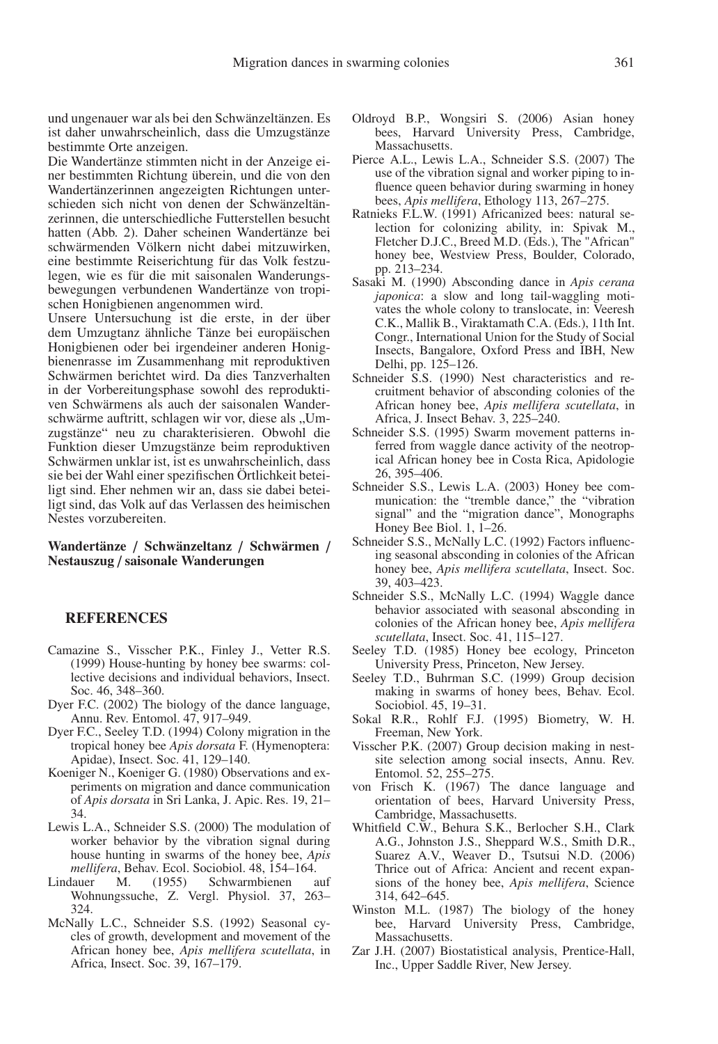und ungenauer war als bei den Schwänzeltänzen. Es ist daher unwahrscheinlich, dass die Umzugstänze bestimmte Orte anzeigen.

Die Wandertänze stimmten nicht in der Anzeige einer bestimmten Richtung überein, und die von den Wandertänzerinnen angezeigten Richtungen unterschieden sich nicht von denen der Schwänzeltänzerinnen, die unterschiedliche Futterstellen besucht hatten (Abb. 2). Daher scheinen Wandertänze bei schwärmenden Völkern nicht dabei mitzuwirken, eine bestimmte Reiserichtung für das Volk festzulegen, wie es für die mit saisonalen Wanderungsbewegungen verbundenen Wandertänze von tropischen Honigbienen angenommen wird.

Unsere Untersuchung ist die erste, in der über dem Umzugtanz ähnliche Tänze bei europäischen Honigbienen oder bei irgendeiner anderen Honigbienenrasse im Zusammenhang mit reproduktiven Schwärmen berichtet wird. Da dies Tanzverhalten in der Vorbereitungsphase sowohl des reproduktiven Schwärmens als auch der saisonalen Wanderschwärme auftritt, schlagen wir vor, diese als „Umzugstänze" neu zu charakterisieren. Obwohl die Funktion dieser Umzugstänze beim reproduktiven Schwärmen unklar ist, ist es unwahrscheinlich, dass sie bei der Wahl einer spezifischen Örtlichkeit beteiligt sind. Eher nehmen wir an, dass sie dabei beteiligt sind, das Volk auf das Verlassen des heimischen Nestes vorzubereiten.

**Wandertänze / Schwänzeltanz / Schwärmen / Nestauszug / saisonale Wanderungen**

## REFERENCES

Camazine S., Visscher P.K., Finley J., Vetter R.S. (1999) House-hunting by honey bee swarms: collective decisions and individual behaviors, Insect. Soc. 46, 348–360.

Dyer F.C. (2002) The biology of the dance language, Annu. Rev. Entomol. 47, 917–949.

Dyer F.C., Seeley T.D. (1994) Colony migration in the tropical honey bee *Apis dorsata* F. (Hymenoptera: Apidae), Insect. Soc. 41, 129–140.

Koeniger N., Koeniger G. (1980) Observations and experiments on migration and dance communication of *Apis dorsata* in Sri Lanka, J. Apic. Res. 19, 21–34.

Lewis L.A., Schneider S.S. (2000) The modulation of worker behavior by the vibration signal during house hunting in swarms of the honey bee, *Apis mellifera*, Behav. Ecol. Sociobiol. 48, 154–164.

Lindauer M. (1955) Schwarmbienen auf Wohnungssuche, Z. Vergl. Physiol. 37, 263–324.

McNally L.C., Schneider S.S. (1992) Seasonal cycles of growth, development and movement of the African honey bee, *Apis mellifera scutellata*, in Africa, Insect. Soc. 39, 167–179.

Oldroyd B.P., Wongsiri S. (2006) Asian honey bees, Harvard University Press, Cambridge, Massachusetts.

Pierce A.L., Lewis L.A., Schneider S.S. (2007) The use of the vibration signal and worker piping to influence queen behavior during swarming in honey bees, *Apis mellifera*, Ethology 113, 267–275.

Ratnieks F.L.W. (1991) Africanized bees: natural selection for colonizing ability, in: Spivak M., Fletcher D.J.C., Breed M.D. (Eds.), The "African" honey bee, Westview Press, Boulder, Colorado, pp. 213–234.

Sasaki M. (1990) Absconding dance in *Apis cerana japonica*: a slow and long tail-waggling motivates the whole colony to translocate, in: Veeresh C.K., Mallik B., Viraktamath C.A. (Eds.), 11th Int. Congr., International Union for the Study of Social Insects, Bangalore, Oxford Press and IBH, New Delhi, pp. 125–126.

Schneider S.S. (1990) Nest characteristics and recruitment behavior of absconding colonies of the African honey bee, *Apis mellifera scutellata*, in Africa, J. Insect Behav. 3, 225–240.

Schneider S.S. (1995) Swarm movement patterns inferred from waggle dance activity of the neotropical African honey bee in Costa Rica, Apidologie 26, 395–406.

Schneider S.S., Lewis L.A. (2003) Honey bee communication: the "tremble dance," the "vibration signal" and the "migration dance", Monographs Honey Bee Biol. 1, 1–26.

Schneider S.S., McNally L.C. (1992) Factors influencing seasonal absconding in colonies of the African honey bee, *Apis mellifera scutellata*, Insect. Soc. 39, 403–423.

Schneider S.S., McNally L.C. (1994) Waggle dance behavior associated with seasonal absconding in colonies of the African honey bee, *Apis mellifera scutellata*, Insect. Soc. 41, 115–127.

Seeley T.D. (1985) Honey bee ecology, Princeton University Press, Princeton, New Jersey.

Seeley T.D., Buhrman S.C. (1999) Group decision making in swarms of honey bees, Behav. Ecol. Sociobiol. 45, 19–31.

Sokal R.R., Rohlf F.J. (1995) Biometry, W. H. Freeman, New York.

Visscher P.K. (2007) Group decision making in nest-site selection among social insects, Annu. Rev. Entomol. 52, 255–275.

von Frisch K. (1967) The dance language and orientation of bees, Harvard University Press, Cambridge, Massachusetts.

Whitfield C.W., Behura S.K., Berlocher S.H., Clark A.G., Johnston J.S., Sheppard W.S., Smith D.R., Suarez A.V., Weaver D., Tsutsui N.D. (2006) Thrice out of Africa: Ancient and recent expansions of the honey bee, *Apis mellifera*, Science 314, 642–645.

Winston M.L. (1987) The biology of the honey bee, Harvard University Press, Cambridge, Massachusetts.

Zar J.H. (2007) Biostatistical analysis, Prentice-Hall, Inc., Upper Saddle River, New Jersey.